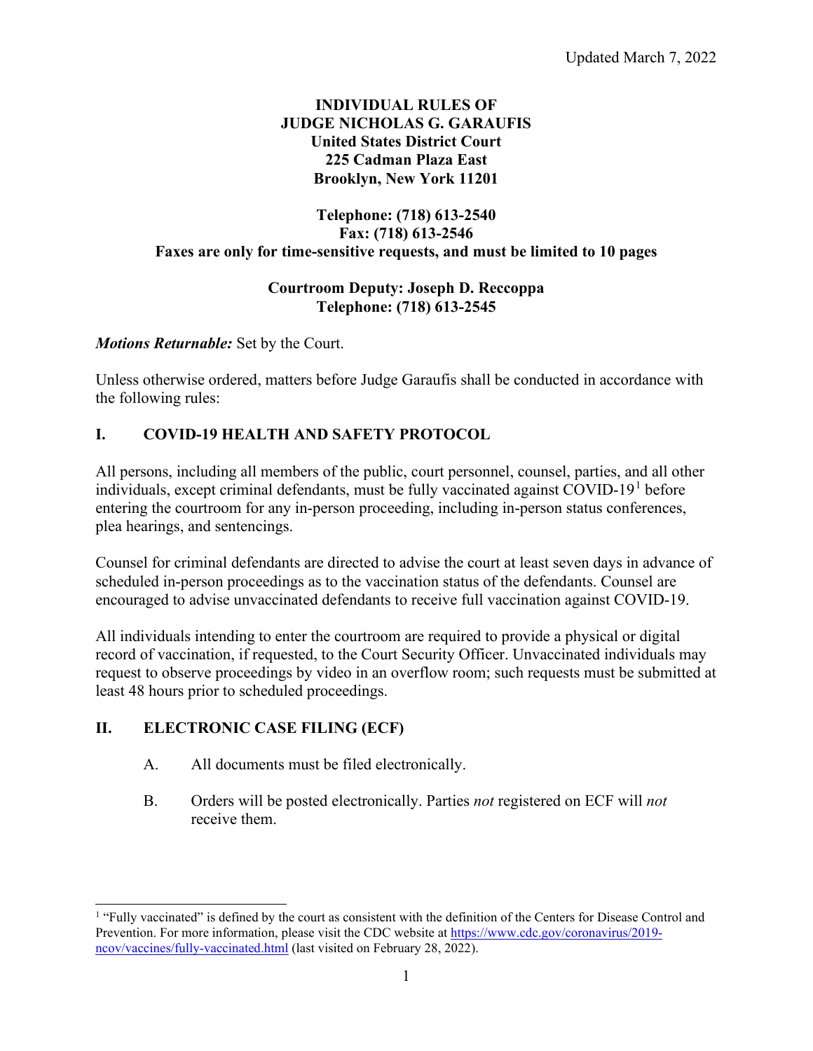Updated March 7, 2022

**INDIVIDUAL RULES OF**
**JUDGE NICHOLAS G. GARAUFIS**
**United States District Court**
**225 Cadman Plaza East**
**Brooklyn, New York 11201**

**Telephone: (718) 613-2540**
**Fax: (718) 613-2546**
**Faxes are only for time-sensitive requests, and must be limited to 10 pages**

**Courtroom Deputy: Joseph D. Reccoppa**
**Telephone: (718) 613-2545**

***Motions Returnable:*** Set by the Court.

Unless otherwise ordered, matters before Judge Garaufis shall be conducted in accordance with the following rules:

## I. COVID-19 HEALTH AND SAFETY PROTOCOL

All persons, including all members of the public, court personnel, counsel, parties, and all other individuals, except criminal defendants, must be fully vaccinated against COVID-19[1] before entering the courtroom for any in-person proceeding, including in-person status conferences, plea hearings, and sentencings.

Counsel for criminal defendants are directed to advise the court at least seven days in advance of scheduled in-person proceedings as to the vaccination status of the defendants. Counsel are encouraged to advise unvaccinated defendants to receive full vaccination against COVID-19.

All individuals intending to enter the courtroom are required to provide a physical or digital record of vaccination, if requested, to the Court Security Officer. Unvaccinated individuals may request to observe proceedings by video in an overflow room; such requests must be submitted at least 48 hours prior to scheduled proceedings.

## II. ELECTRONIC CASE FILING (ECF)

A. All documents must be filed electronically.

B. Orders will be posted electronically. Parties *not* registered on ECF will *not* receive them.

---

[1] "Fully vaccinated" is defined by the court as consistent with the definition of the Centers for Disease Control and Prevention. For more information, please visit the CDC website at https://www.cdc.gov/coronavirus/2019-ncov/vaccines/fully-vaccinated.html (last visited on February 28, 2022).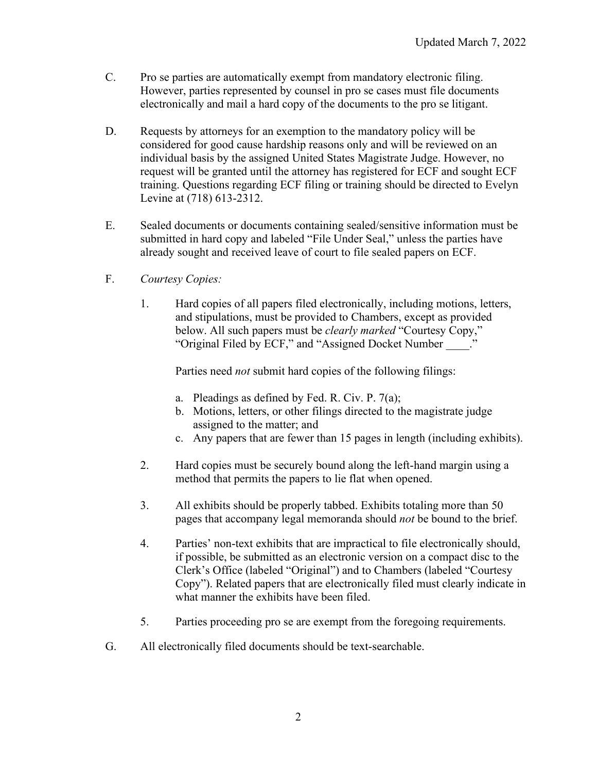C. Pro se parties are automatically exempt from mandatory electronic filing. However, parties represented by counsel in pro se cases must file documents electronically and mail a hard copy of the documents to the pro se litigant.

D. Requests by attorneys for an exemption to the mandatory policy will be considered for good cause hardship reasons only and will be reviewed on an individual basis by the assigned United States Magistrate Judge. However, no request will be granted until the attorney has registered for ECF and sought ECF training. Questions regarding ECF filing or training should be directed to Evelyn Levine at (718) 613-2312.

E. Sealed documents or documents containing sealed/sensitive information must be submitted in hard copy and labeled "File Under Seal," unless the parties have already sought and received leave of court to file sealed papers on ECF.

F. *Courtesy Copies:*

1. Hard copies of all papers filed electronically, including motions, letters, and stipulations, must be provided to Chambers, except as provided below. All such papers must be *clearly marked* "Courtesy Copy," "Original Filed by ECF," and "Assigned Docket Number ____."

   Parties need *not* submit hard copies of the following filings:

   a. Pleadings as defined by Fed. R. Civ. P. 7(a);
   b. Motions, letters, or other filings directed to the magistrate judge assigned to the matter; and
   c. Any papers that are fewer than 15 pages in length (including exhibits).

2. Hard copies must be securely bound along the left-hand margin using a method that permits the papers to lie flat when opened.

3. All exhibits should be properly tabbed. Exhibits totaling more than 50 pages that accompany legal memoranda should *not* be bound to the brief.

4. Parties' non-text exhibits that are impractical to file electronically should, if possible, be submitted as an electronic version on a compact disc to the Clerk's Office (labeled "Original") and to Chambers (labeled "Courtesy Copy"). Related papers that are electronically filed must clearly indicate in what manner the exhibits have been filed.

5. Parties proceeding pro se are exempt from the foregoing requirements.

G. All electronically filed documents should be text-searchable.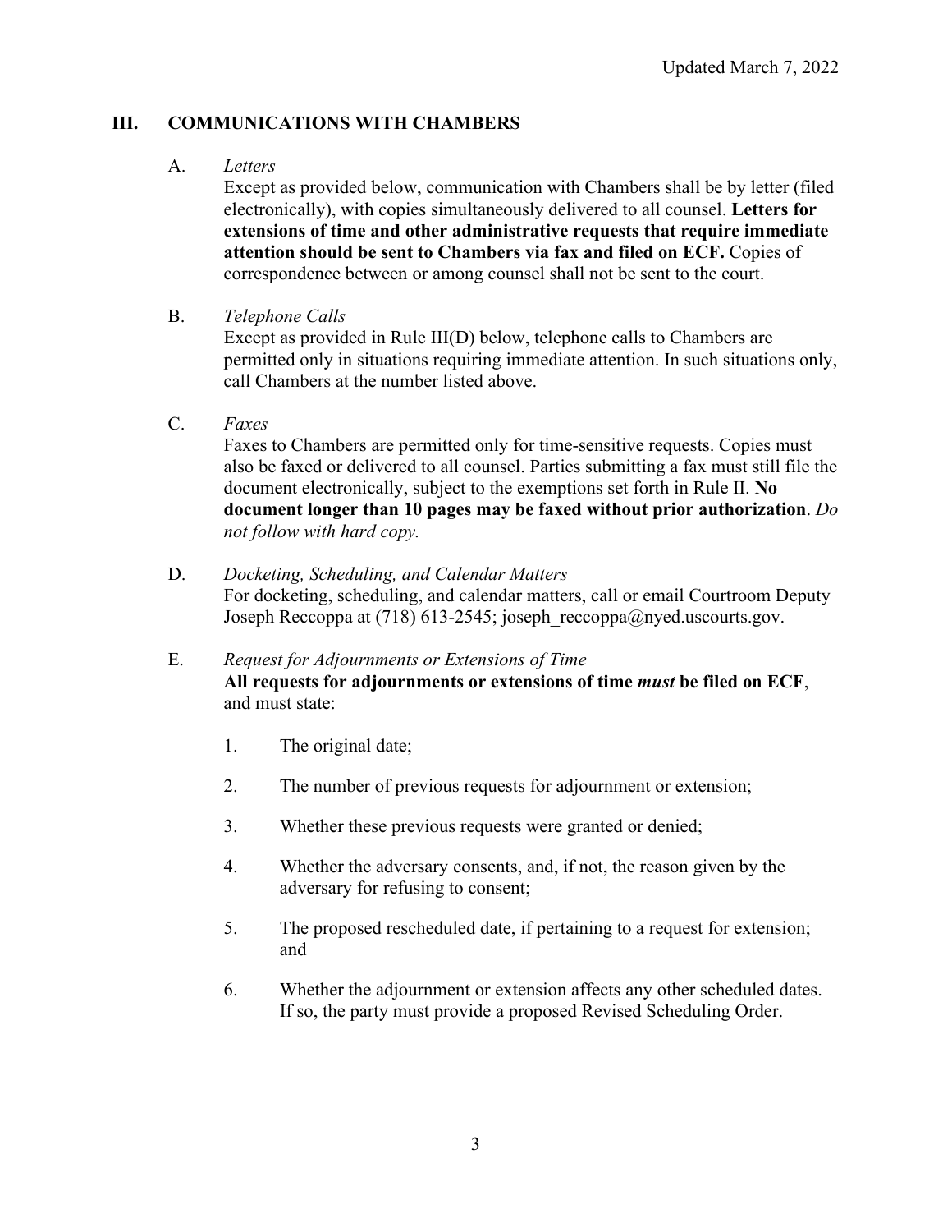## III. COMMUNICATIONS WITH CHAMBERS

A. *Letters*

Except as provided below, communication with Chambers shall be by letter (filed electronically), with copies simultaneously delivered to all counsel. **Letters for extensions of time and other administrative requests that require immediate attention should be sent to Chambers via fax and filed on ECF.** Copies of correspondence between or among counsel shall not be sent to the court.

B. *Telephone Calls*

Except as provided in Rule III(D) below, telephone calls to Chambers are permitted only in situations requiring immediate attention. In such situations only, call Chambers at the number listed above.

C. *Faxes*

Faxes to Chambers are permitted only for time-sensitive requests. Copies must also be faxed or delivered to all counsel. Parties submitting a fax must still file the document electronically, subject to the exemptions set forth in Rule II. **No document longer than 10 pages may be faxed without prior authorization**. *Do not follow with hard copy.*

D. *Docketing, Scheduling, and Calendar Matters*

For docketing, scheduling, and calendar matters, call or email Courtroom Deputy Joseph Reccoppa at (718) 613-2545; joseph_reccoppa@nyed.uscourts.gov.

E. *Request for Adjournments or Extensions of Time*

**All requests for adjournments or extensions of time *must* be filed on ECF**, and must state:

1. The original date;
2. The number of previous requests for adjournment or extension;
3. Whether these previous requests were granted or denied;
4. Whether the adversary consents, and, if not, the reason given by the adversary for refusing to consent;
5. The proposed rescheduled date, if pertaining to a request for extension; and
6. Whether the adjournment or extension affects any other scheduled dates. If so, the party must provide a proposed Revised Scheduling Order.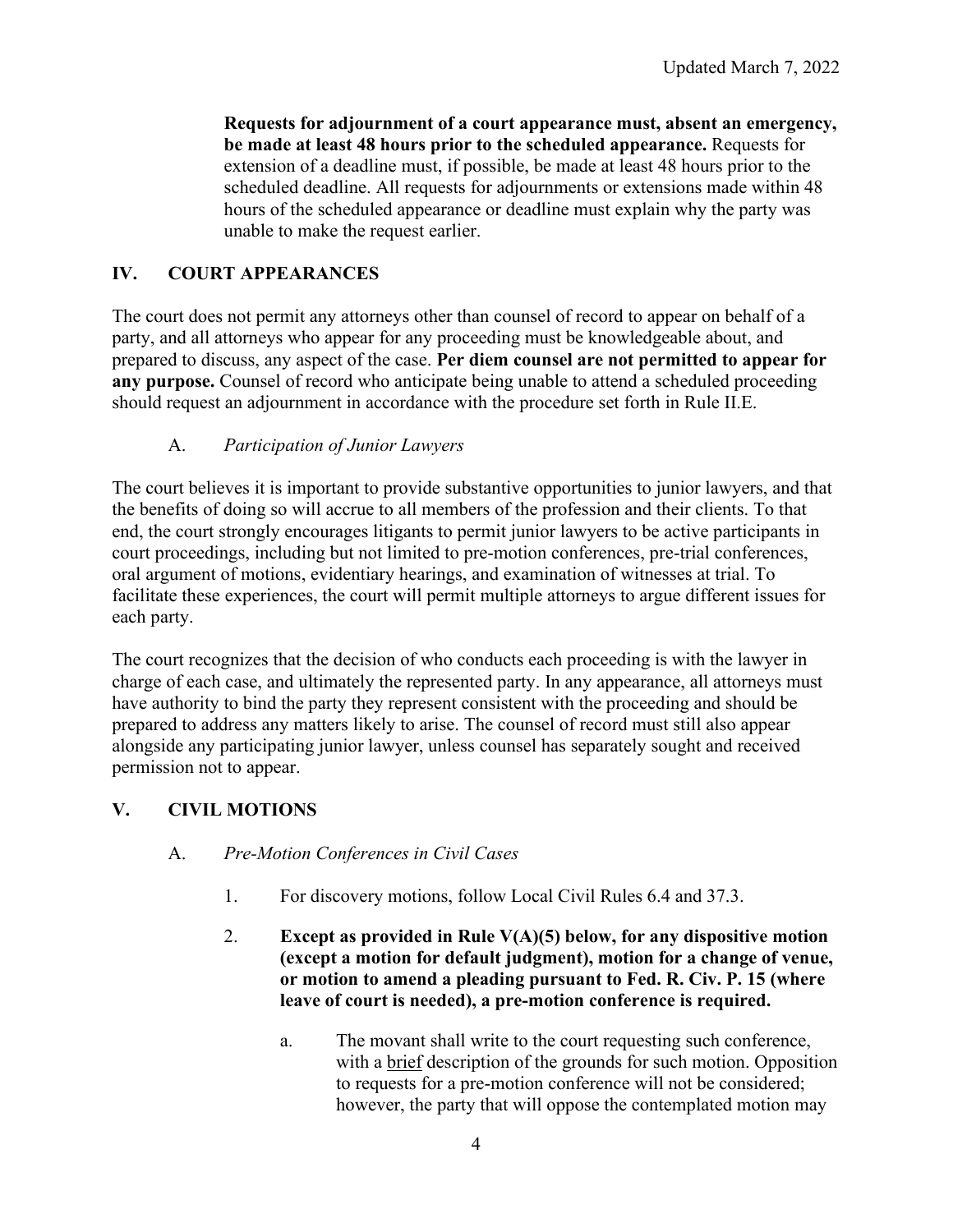**Requests for adjournment of a court appearance must, absent an emergency, be made at least 48 hours prior to the scheduled appearance.** Requests for extension of a deadline must, if possible, be made at least 48 hours prior to the scheduled deadline. All requests for adjournments or extensions made within 48 hours of the scheduled appearance or deadline must explain why the party was unable to make the request earlier.

## IV. COURT APPEARANCES

The court does not permit any attorneys other than counsel of record to appear on behalf of a party, and all attorneys who appear for any proceeding must be knowledgeable about, and prepared to discuss, any aspect of the case. **Per diem counsel are not permitted to appear for any purpose.** Counsel of record who anticipate being unable to attend a scheduled proceeding should request an adjournment in accordance with the procedure set forth in Rule II.E.

### A. *Participation of Junior Lawyers*

The court believes it is important to provide substantive opportunities to junior lawyers, and that the benefits of doing so will accrue to all members of the profession and their clients. To that end, the court strongly encourages litigants to permit junior lawyers to be active participants in court proceedings, including but not limited to pre-motion conferences, pre-trial conferences, oral argument of motions, evidentiary hearings, and examination of witnesses at trial. To facilitate these experiences, the court will permit multiple attorneys to argue different issues for each party.

The court recognizes that the decision of who conducts each proceeding is with the lawyer in charge of each case, and ultimately the represented party. In any appearance, all attorneys must have authority to bind the party they represent consistent with the proceeding and should be prepared to address any matters likely to arise. The counsel of record must still also appear alongside any participating junior lawyer, unless counsel has separately sought and received permission not to appear.

## V. CIVIL MOTIONS

### A. *Pre-Motion Conferences in Civil Cases*

1. For discovery motions, follow Local Civil Rules 6.4 and 37.3.

2. **Except as provided in Rule V(A)(5) below, for any dispositive motion (except a motion for default judgment), motion for a change of venue, or motion to amend a pleading pursuant to Fed. R. Civ. P. 15 (where leave of court is needed), a pre-motion conference is required.**

   a. The movant shall write to the court requesting such conference, with a brief description of the grounds for such motion. Opposition to requests for a pre-motion conference will not be considered; however, the party that will oppose the contemplated motion may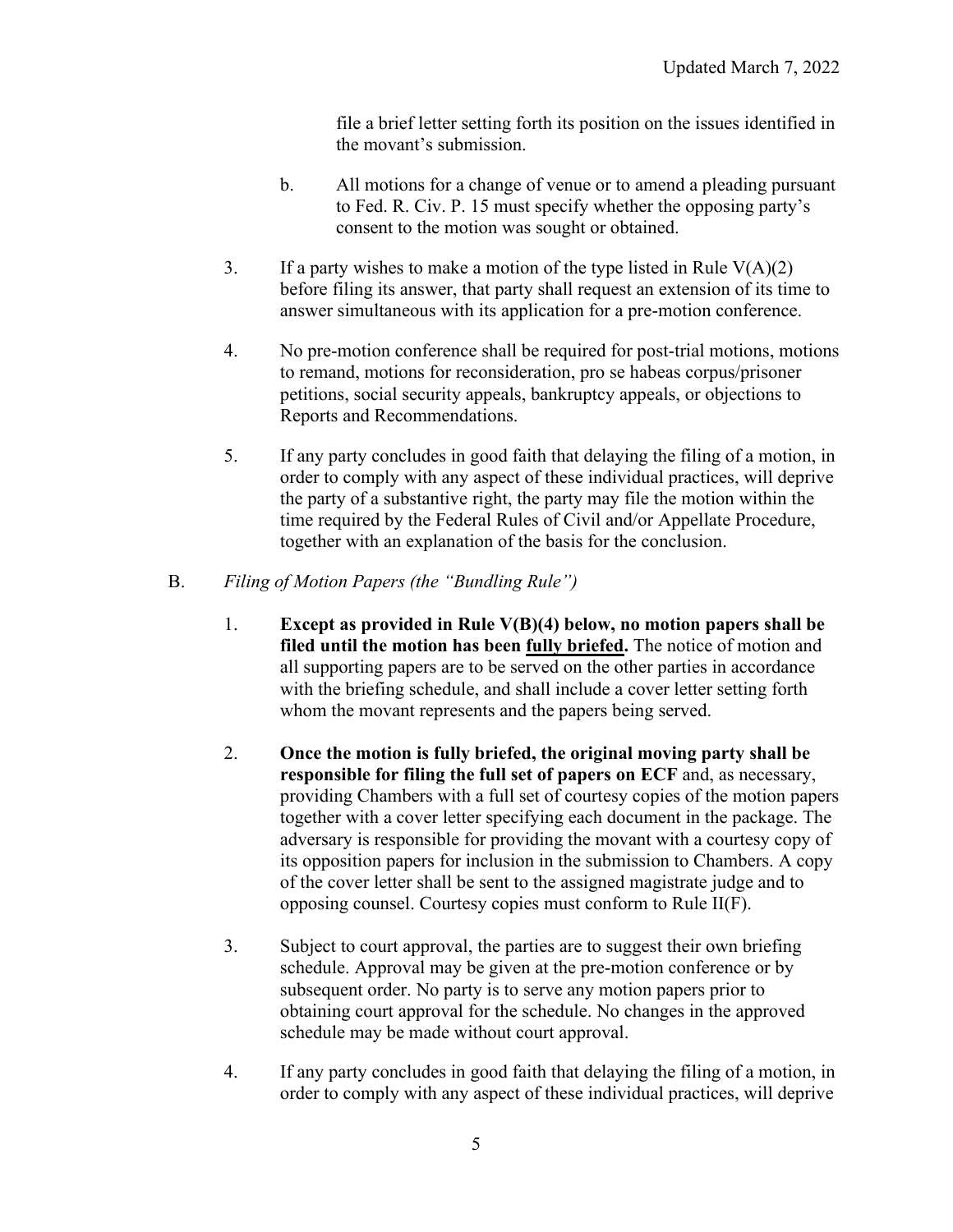file a brief letter setting forth its position on the issues identified in the movant's submission.

b. All motions for a change of venue or to amend a pleading pursuant to Fed. R. Civ. P. 15 must specify whether the opposing party's consent to the motion was sought or obtained.

3. If a party wishes to make a motion of the type listed in Rule V(A)(2) before filing its answer, that party shall request an extension of its time to answer simultaneous with its application for a pre-motion conference.

4. No pre-motion conference shall be required for post-trial motions, motions to remand, motions for reconsideration, pro se habeas corpus/prisoner petitions, social security appeals, bankruptcy appeals, or objections to Reports and Recommendations.

5. If any party concludes in good faith that delaying the filing of a motion, in order to comply with any aspect of these individual practices, will deprive the party of a substantive right, the party may file the motion within the time required by the Federal Rules of Civil and/or Appellate Procedure, together with an explanation of the basis for the conclusion.

B. *Filing of Motion Papers (the "Bundling Rule")*

1. **Except as provided in Rule V(B)(4) below, no motion papers shall be filed until the motion has been <u>fully briefed</u>.** The notice of motion and all supporting papers are to be served on the other parties in accordance with the briefing schedule, and shall include a cover letter setting forth whom the movant represents and the papers being served.

2. **Once the motion is fully briefed, the original moving party shall be responsible for filing the full set of papers on ECF** and, as necessary, providing Chambers with a full set of courtesy copies of the motion papers together with a cover letter specifying each document in the package. The adversary is responsible for providing the movant with a courtesy copy of its opposition papers for inclusion in the submission to Chambers. A copy of the cover letter shall be sent to the assigned magistrate judge and to opposing counsel. Courtesy copies must conform to Rule II(F).

3. Subject to court approval, the parties are to suggest their own briefing schedule. Approval may be given at the pre-motion conference or by subsequent order. No party is to serve any motion papers prior to obtaining court approval for the schedule. No changes in the approved schedule may be made without court approval.

4. If any party concludes in good faith that delaying the filing of a motion, in order to comply with any aspect of these individual practices, will deprive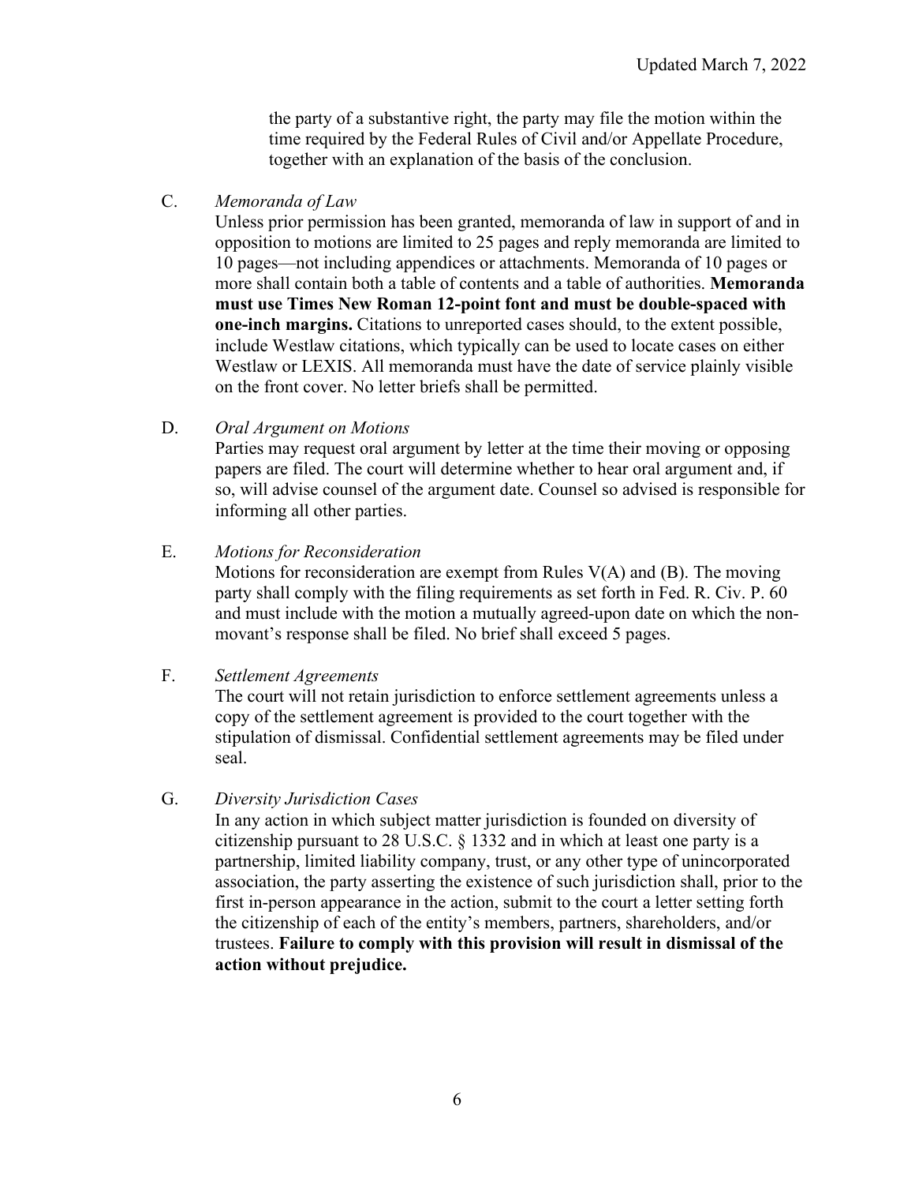the party of a substantive right, the party may file the motion within the time required by the Federal Rules of Civil and/or Appellate Procedure, together with an explanation of the basis of the conclusion.

C. *Memoranda of Law*

Unless prior permission has been granted, memoranda of law in support of and in opposition to motions are limited to 25 pages and reply memoranda are limited to 10 pages—not including appendices or attachments. Memoranda of 10 pages or more shall contain both a table of contents and a table of authorities. **Memoranda must use Times New Roman 12-point font and must be double-spaced with one-inch margins.** Citations to unreported cases should, to the extent possible, include Westlaw citations, which typically can be used to locate cases on either Westlaw or LEXIS. All memoranda must have the date of service plainly visible on the front cover. No letter briefs shall be permitted.

D. *Oral Argument on Motions*

Parties may request oral argument by letter at the time their moving or opposing papers are filed. The court will determine whether to hear oral argument and, if so, will advise counsel of the argument date. Counsel so advised is responsible for informing all other parties.

E. *Motions for Reconsideration*

Motions for reconsideration are exempt from Rules V(A) and (B). The moving party shall comply with the filing requirements as set forth in Fed. R. Civ. P. 60 and must include with the motion a mutually agreed-upon date on which the non-movant's response shall be filed. No brief shall exceed 5 pages.

F. *Settlement Agreements*

The court will not retain jurisdiction to enforce settlement agreements unless a copy of the settlement agreement is provided to the court together with the stipulation of dismissal. Confidential settlement agreements may be filed under seal.

G. *Diversity Jurisdiction Cases*

In any action in which subject matter jurisdiction is founded on diversity of citizenship pursuant to 28 U.S.C. § 1332 and in which at least one party is a partnership, limited liability company, trust, or any other type of unincorporated association, the party asserting the existence of such jurisdiction shall, prior to the first in-person appearance in the action, submit to the court a letter setting forth the citizenship of each of the entity's members, partners, shareholders, and/or trustees. **Failure to comply with this provision will result in dismissal of the action without prejudice.**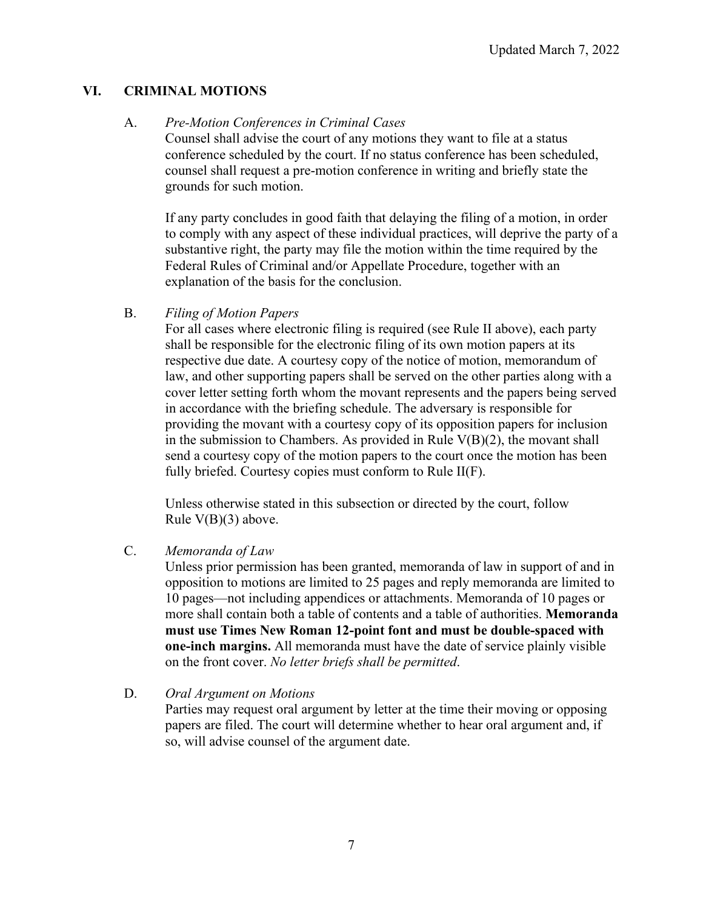## VI. CRIMINAL MOTIONS

A. *Pre-Motion Conferences in Criminal Cases*

Counsel shall advise the court of any motions they want to file at a status conference scheduled by the court. If no status conference has been scheduled, counsel shall request a pre-motion conference in writing and briefly state the grounds for such motion.

If any party concludes in good faith that delaying the filing of a motion, in order to comply with any aspect of these individual practices, will deprive the party of a substantive right, the party may file the motion within the time required by the Federal Rules of Criminal and/or Appellate Procedure, together with an explanation of the basis for the conclusion.

B. *Filing of Motion Papers*

For all cases where electronic filing is required (see Rule II above), each party shall be responsible for the electronic filing of its own motion papers at its respective due date. A courtesy copy of the notice of motion, memorandum of law, and other supporting papers shall be served on the other parties along with a cover letter setting forth whom the movant represents and the papers being served in accordance with the briefing schedule. The adversary is responsible for providing the movant with a courtesy copy of its opposition papers for inclusion in the submission to Chambers. As provided in Rule V(B)(2), the movant shall send a courtesy copy of the motion papers to the court once the motion has been fully briefed. Courtesy copies must conform to Rule II(F).

Unless otherwise stated in this subsection or directed by the court, follow Rule V(B)(3) above.

C. *Memoranda of Law*

Unless prior permission has been granted, memoranda of law in support of and in opposition to motions are limited to 25 pages and reply memoranda are limited to 10 pages—not including appendices or attachments. Memoranda of 10 pages or more shall contain both a table of contents and a table of authorities. **Memoranda must use Times New Roman 12-point font and must be double-spaced with one-inch margins.** All memoranda must have the date of service plainly visible on the front cover. *No letter briefs shall be permitted*.

D. *Oral Argument on Motions*

Parties may request oral argument by letter at the time their moving or opposing papers are filed. The court will determine whether to hear oral argument and, if so, will advise counsel of the argument date.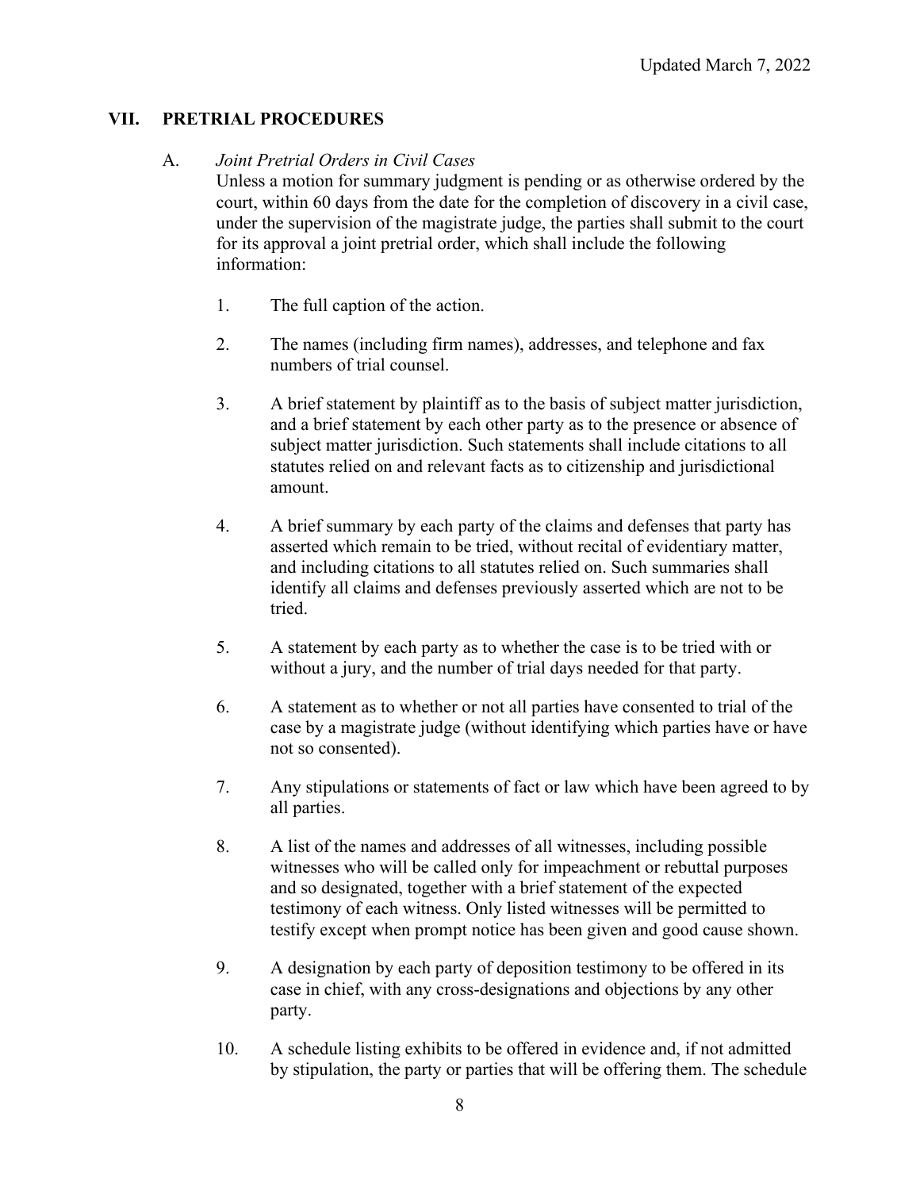## VII. PRETRIAL PROCEDURES

### A. *Joint Pretrial Orders in Civil Cases*

Unless a motion for summary judgment is pending or as otherwise ordered by the court, within 60 days from the date for the completion of discovery in a civil case, under the supervision of the magistrate judge, the parties shall submit to the court for its approval a joint pretrial order, which shall include the following information:

1. The full caption of the action.

2. The names (including firm names), addresses, and telephone and fax numbers of trial counsel.

3. A brief statement by plaintiff as to the basis of subject matter jurisdiction, and a brief statement by each other party as to the presence or absence of subject matter jurisdiction. Such statements shall include citations to all statutes relied on and relevant facts as to citizenship and jurisdictional amount.

4. A brief summary by each party of the claims and defenses that party has asserted which remain to be tried, without recital of evidentiary matter, and including citations to all statutes relied on. Such summaries shall identify all claims and defenses previously asserted which are not to be tried.

5. A statement by each party as to whether the case is to be tried with or without a jury, and the number of trial days needed for that party.

6. A statement as to whether or not all parties have consented to trial of the case by a magistrate judge (without identifying which parties have or have not so consented).

7. Any stipulations or statements of fact or law which have been agreed to by all parties.

8. A list of the names and addresses of all witnesses, including possible witnesses who will be called only for impeachment or rebuttal purposes and so designated, together with a brief statement of the expected testimony of each witness. Only listed witnesses will be permitted to testify except when prompt notice has been given and good cause shown.

9. A designation by each party of deposition testimony to be offered in its case in chief, with any cross-designations and objections by any other party.

10. A schedule listing exhibits to be offered in evidence and, if not admitted by stipulation, the party or parties that will be offering them. The schedule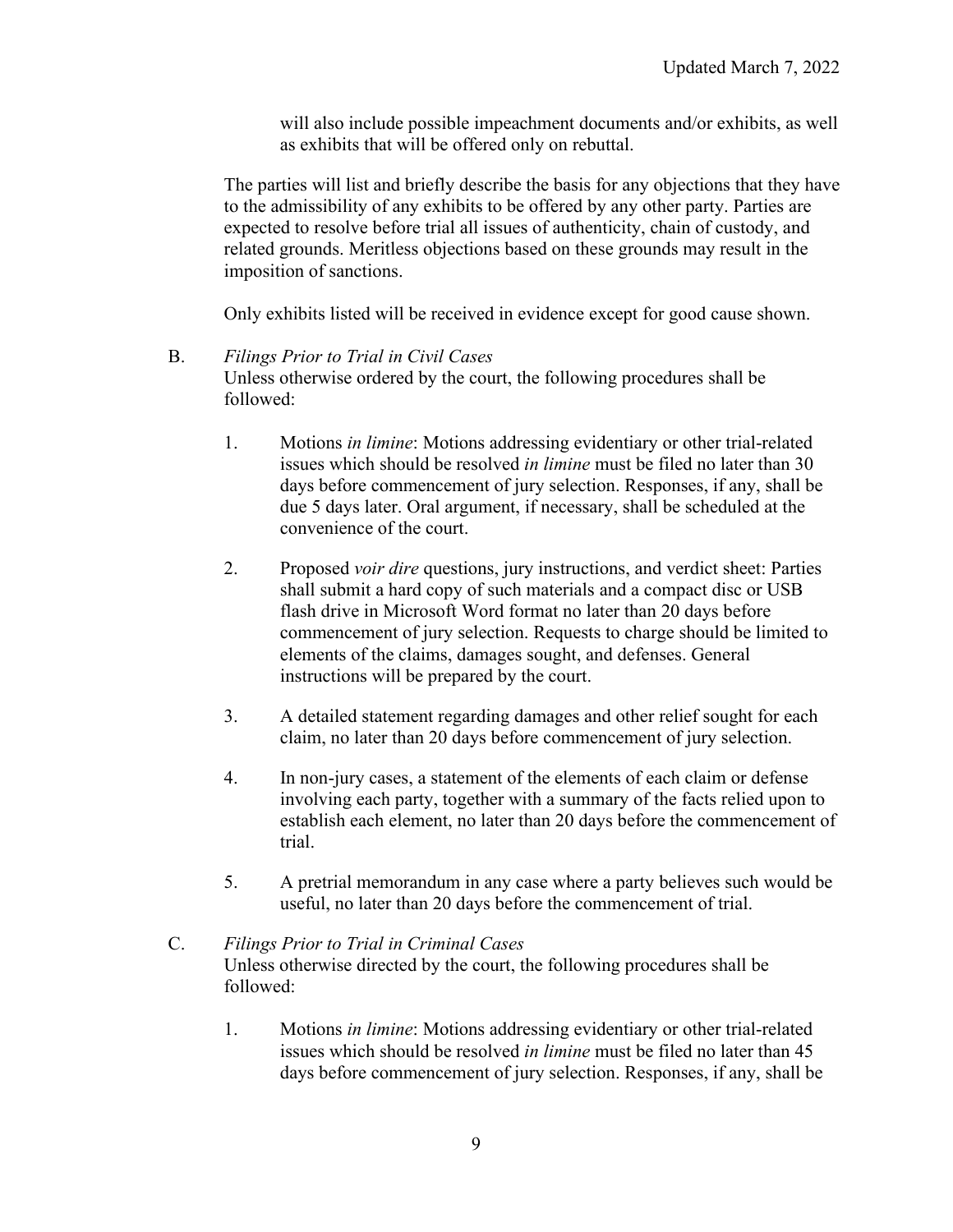will also include possible impeachment documents and/or exhibits, as well as exhibits that will be offered only on rebuttal.

The parties will list and briefly describe the basis for any objections that they have to the admissibility of any exhibits to be offered by any other party. Parties are expected to resolve before trial all issues of authenticity, chain of custody, and related grounds. Meritless objections based on these grounds may result in the imposition of sanctions.

Only exhibits listed will be received in evidence except for good cause shown.

B. *Filings Prior to Trial in Civil Cases*
Unless otherwise ordered by the court, the following procedures shall be followed:

1. Motions *in limine*: Motions addressing evidentiary or other trial-related issues which should be resolved *in limine* must be filed no later than 30 days before commencement of jury selection. Responses, if any, shall be due 5 days later. Oral argument, if necessary, shall be scheduled at the convenience of the court.

2. Proposed *voir dire* questions, jury instructions, and verdict sheet: Parties shall submit a hard copy of such materials and a compact disc or USB flash drive in Microsoft Word format no later than 20 days before commencement of jury selection. Requests to charge should be limited to elements of the claims, damages sought, and defenses. General instructions will be prepared by the court.

3. A detailed statement regarding damages and other relief sought for each claim, no later than 20 days before commencement of jury selection.

4. In non-jury cases, a statement of the elements of each claim or defense involving each party, together with a summary of the facts relied upon to establish each element, no later than 20 days before the commencement of trial.

5. A pretrial memorandum in any case where a party believes such would be useful, no later than 20 days before the commencement of trial.

C. *Filings Prior to Trial in Criminal Cases*
Unless otherwise directed by the court, the following procedures shall be followed:

1. Motions *in limine*: Motions addressing evidentiary or other trial-related issues which should be resolved *in limine* must be filed no later than 45 days before commencement of jury selection. Responses, if any, shall be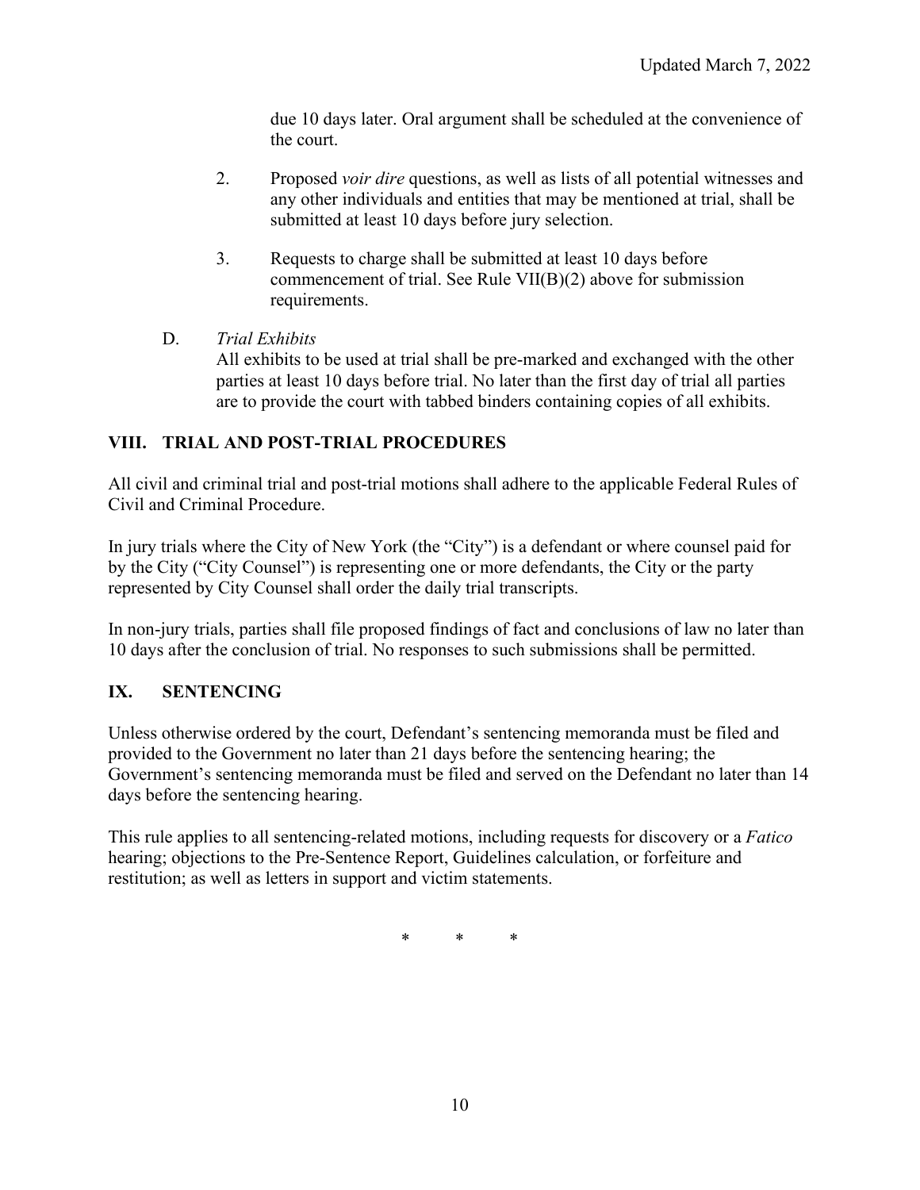due 10 days later. Oral argument shall be scheduled at the convenience of the court.

2. Proposed *voir dire* questions, as well as lists of all potential witnesses and any other individuals and entities that may be mentioned at trial, shall be submitted at least 10 days before jury selection.

3. Requests to charge shall be submitted at least 10 days before commencement of trial. See Rule VII(B)(2) above for submission requirements.

D. *Trial Exhibits*
All exhibits to be used at trial shall be pre-marked and exchanged with the other parties at least 10 days before trial. No later than the first day of trial all parties are to provide the court with tabbed binders containing copies of all exhibits.

## VIII. TRIAL AND POST-TRIAL PROCEDURES

All civil and criminal trial and post-trial motions shall adhere to the applicable Federal Rules of Civil and Criminal Procedure.

In jury trials where the City of New York (the "City") is a defendant or where counsel paid for by the City ("City Counsel") is representing one or more defendants, the City or the party represented by City Counsel shall order the daily trial transcripts.

In non-jury trials, parties shall file proposed findings of fact and conclusions of law no later than 10 days after the conclusion of trial. No responses to such submissions shall be permitted.

## IX. SENTENCING

Unless otherwise ordered by the court, Defendant's sentencing memoranda must be filed and provided to the Government no later than 21 days before the sentencing hearing; the Government's sentencing memoranda must be filed and served on the Defendant no later than 14 days before the sentencing hearing.

This rule applies to all sentencing-related motions, including requests for discovery or a *Fatico* hearing; objections to the Pre-Sentence Report, Guidelines calculation, or forfeiture and restitution; as well as letters in support and victim statements.

\* \* \*